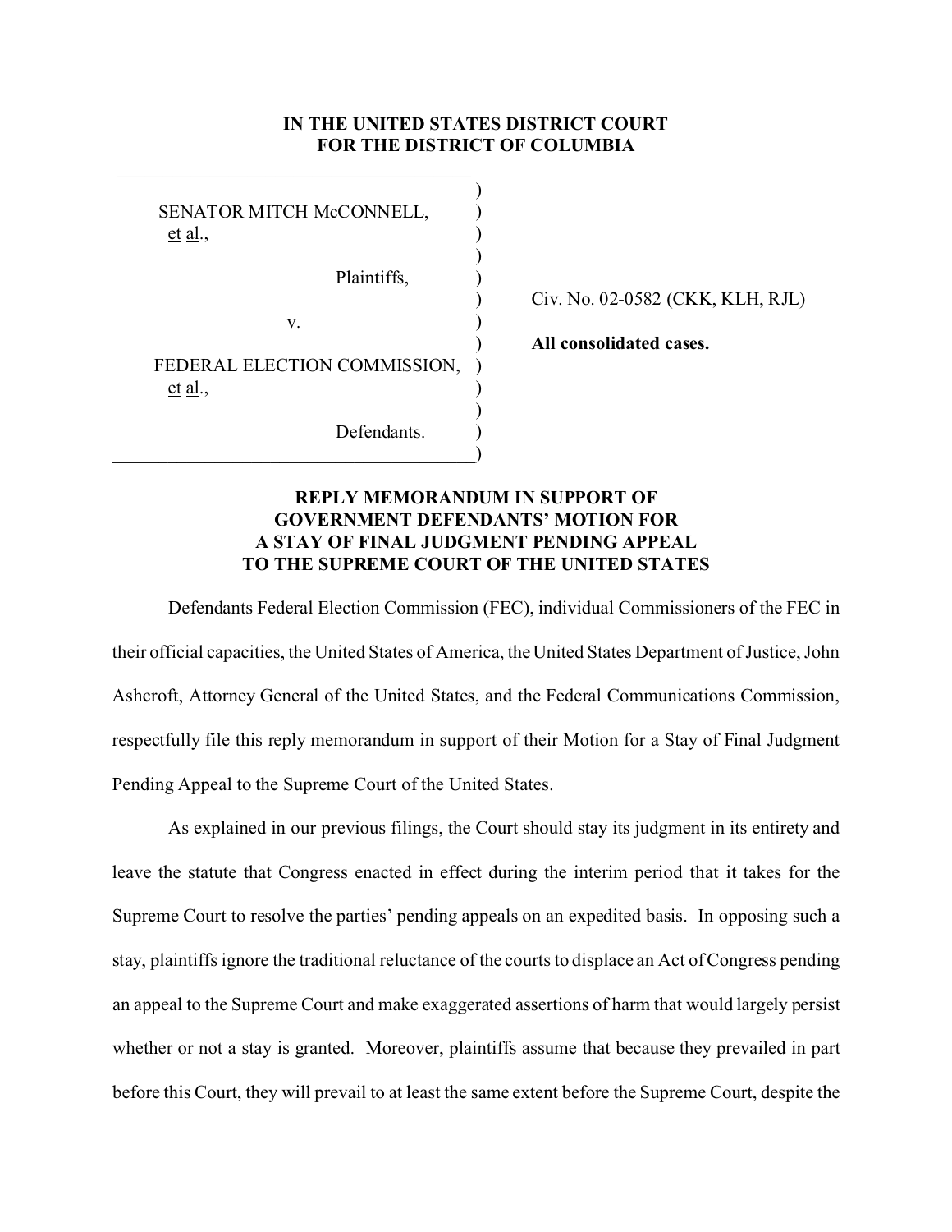**IN THE UNITED STATES DISTRICT COURT**
**FOR THE DISTRICT OF COLUMBIA**

SENATOR MITCH McCONNELL, et al.,

Plaintiffs,

v.

FEDERAL ELECTION COMMISSION, et al.,

Defendants.

Civ. No. 02-0582 (CKK, KLH, RJL)

**All consolidated cases.**

**REPLY MEMORANDUM IN SUPPORT OF GOVERNMENT DEFENDANTS' MOTION FOR A STAY OF FINAL JUDGMENT PENDING APPEAL TO THE SUPREME COURT OF THE UNITED STATES**

Defendants Federal Election Commission (FEC), individual Commissioners of the FEC in their official capacities, the United States of America, the United States Department of Justice, John Ashcroft, Attorney General of the United States, and the Federal Communications Commission, respectfully file this reply memorandum in support of their Motion for a Stay of Final Judgment Pending Appeal to the Supreme Court of the United States.

As explained in our previous filings, the Court should stay its judgment in its entirety and leave the statute that Congress enacted in effect during the interim period that it takes for the Supreme Court to resolve the parties' pending appeals on an expedited basis. In opposing such a stay, plaintiffs ignore the traditional reluctance of the courts to displace an Act of Congress pending an appeal to the Supreme Court and make exaggerated assertions of harm that would largely persist whether or not a stay is granted. Moreover, plaintiffs assume that because they prevailed in part before this Court, they will prevail to at least the same extent before the Supreme Court, despite the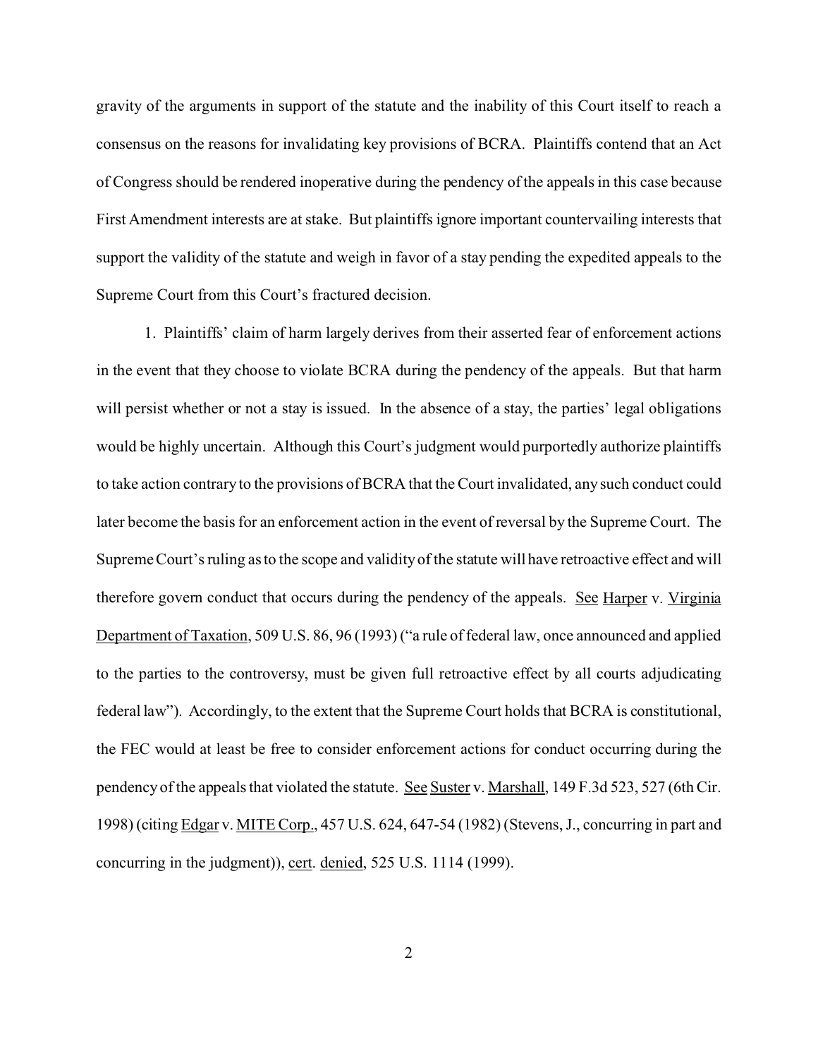gravity of the arguments in support of the statute and the inability of this Court itself to reach a consensus on the reasons for invalidating key provisions of BCRA. Plaintiffs contend that an Act of Congress should be rendered inoperative during the pendency of the appeals in this case because First Amendment interests are at stake. But plaintiffs ignore important countervailing interests that support the validity of the statute and weigh in favor of a stay pending the expedited appeals to the Supreme Court from this Court's fractured decision.

1. Plaintiffs' claim of harm largely derives from their asserted fear of enforcement actions in the event that they choose to violate BCRA during the pendency of the appeals. But that harm will persist whether or not a stay is issued. In the absence of a stay, the parties' legal obligations would be highly uncertain. Although this Court's judgment would purportedly authorize plaintiffs to take action contrary to the provisions of BCRA that the Court invalidated, any such conduct could later become the basis for an enforcement action in the event of reversal by the Supreme Court. The Supreme Court's ruling as to the scope and validity of the statute will have retroactive effect and will therefore govern conduct that occurs during the pendency of the appeals. See Harper v. Virginia Department of Taxation, 509 U.S. 86, 96 (1993) ("a rule of federal law, once announced and applied to the parties to the controversy, must be given full retroactive effect by all courts adjudicating federal law"). Accordingly, to the extent that the Supreme Court holds that BCRA is constitutional, the FEC would at least be free to consider enforcement actions for conduct occurring during the pendency of the appeals that violated the statute. See Suster v. Marshall, 149 F.3d 523, 527 (6th Cir. 1998) (citing Edgar v. MITE Corp., 457 U.S. 624, 647-54 (1982) (Stevens, J., concurring in part and concurring in the judgment)), cert. denied, 525 U.S. 1114 (1999).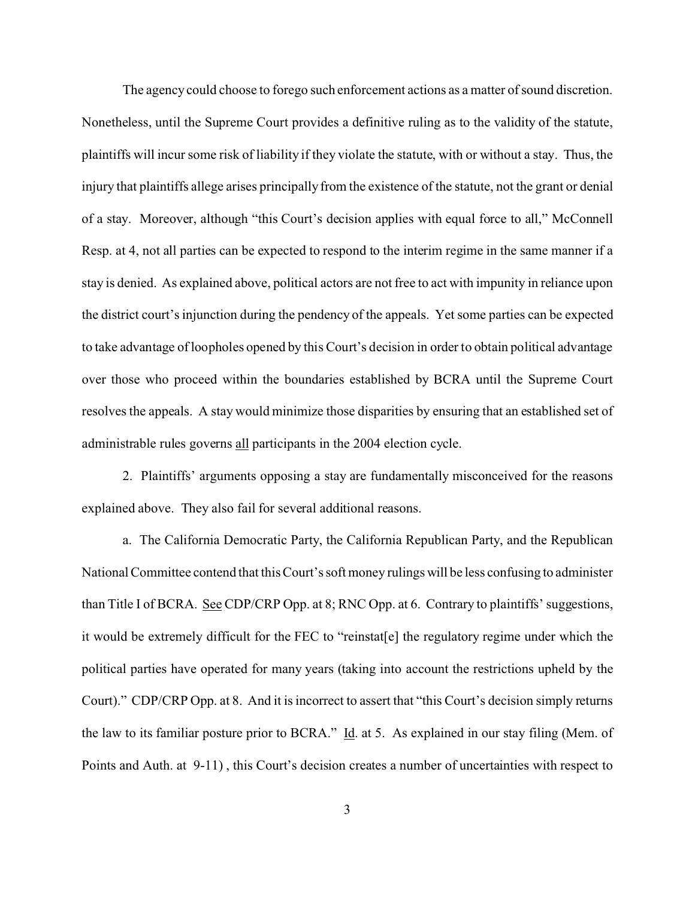The agency could choose to forego such enforcement actions as a matter of sound discretion. Nonetheless, until the Supreme Court provides a definitive ruling as to the validity of the statute, plaintiffs will incur some risk of liability if they violate the statute, with or without a stay. Thus, the injury that plaintiffs allege arises principally from the existence of the statute, not the grant or denial of a stay. Moreover, although "this Court's decision applies with equal force to all," McConnell Resp. at 4, not all parties can be expected to respond to the interim regime in the same manner if a stay is denied. As explained above, political actors are not free to act with impunity in reliance upon the district court's injunction during the pendency of the appeals. Yet some parties can be expected to take advantage of loopholes opened by this Court's decision in order to obtain political advantage over those who proceed within the boundaries established by BCRA until the Supreme Court resolves the appeals. A stay would minimize those disparities by ensuring that an established set of administrable rules governs <u>all</u> participants in the 2004 election cycle.

2. Plaintiffs' arguments opposing a stay are fundamentally misconceived for the reasons explained above. They also fail for several additional reasons.

a. The California Democratic Party, the California Republican Party, and the Republican National Committee contend that this Court's soft money rulings will be less confusing to administer than Title I of BCRA. <u>See</u> CDP/CRP Opp. at 8; RNC Opp. at 6. Contrary to plaintiffs' suggestions, it would be extremely difficult for the FEC to "reinstat[e] the regulatory regime under which the political parties have operated for many years (taking into account the restrictions upheld by the Court)." CDP/CRP Opp. at 8. And it is incorrect to assert that "this Court's decision simply returns the law to its familiar posture prior to BCRA." <u>Id</u>. at 5. As explained in our stay filing (Mem. of Points and Auth. at 9-11) , this Court's decision creates a number of uncertainties with respect to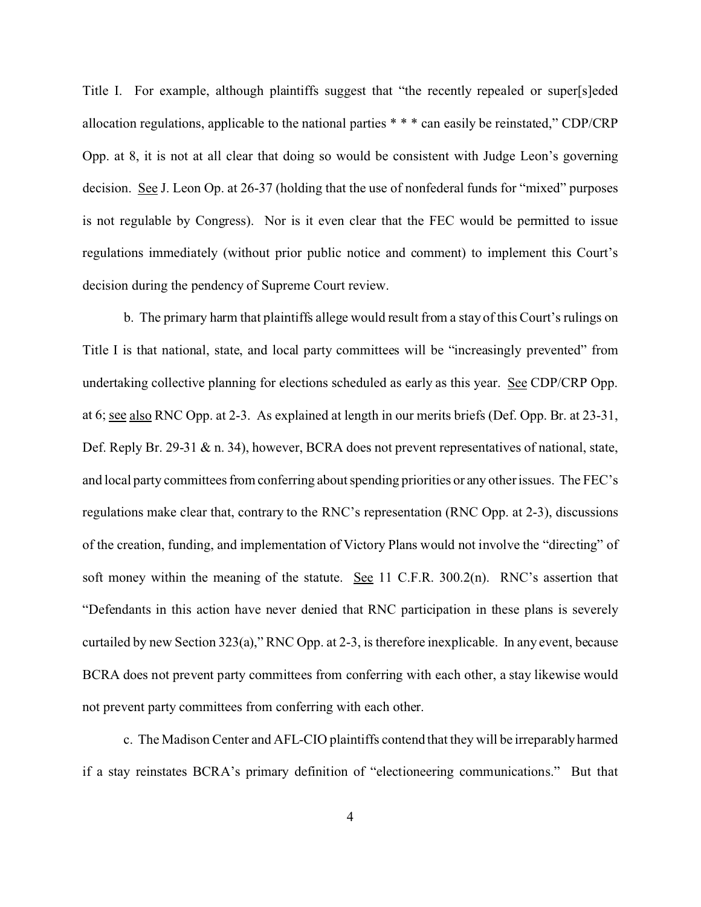Title I. For example, although plaintiffs suggest that "the recently repealed or super[s]eded allocation regulations, applicable to the national parties * * * can easily be reinstated," CDP/CRP Opp. at 8, it is not at all clear that doing so would be consistent with Judge Leon's governing decision. See J. Leon Op. at 26-37 (holding that the use of nonfederal funds for "mixed" purposes is not regulable by Congress). Nor is it even clear that the FEC would be permitted to issue regulations immediately (without prior public notice and comment) to implement this Court's decision during the pendency of Supreme Court review.

b. The primary harm that plaintiffs allege would result from a stay of this Court's rulings on Title I is that national, state, and local party committees will be "increasingly prevented" from undertaking collective planning for elections scheduled as early as this year. See CDP/CRP Opp. at 6; see also RNC Opp. at 2-3. As explained at length in our merits briefs (Def. Opp. Br. at 23-31, Def. Reply Br. 29-31 & n. 34), however, BCRA does not prevent representatives of national, state, and local party committees from conferring about spending priorities or any other issues. The FEC's regulations make clear that, contrary to the RNC's representation (RNC Opp. at 2-3), discussions of the creation, funding, and implementation of Victory Plans would not involve the "directing" of soft money within the meaning of the statute. See 11 C.F.R. 300.2(n). RNC's assertion that "Defendants in this action have never denied that RNC participation in these plans is severely curtailed by new Section 323(a)," RNC Opp. at 2-3, is therefore inexplicable. In any event, because BCRA does not prevent party committees from conferring with each other, a stay likewise would not prevent party committees from conferring with each other.

c. The Madison Center and AFL-CIO plaintiffs contend that they will be irreparably harmed if a stay reinstates BCRA's primary definition of "electioneering communications." But that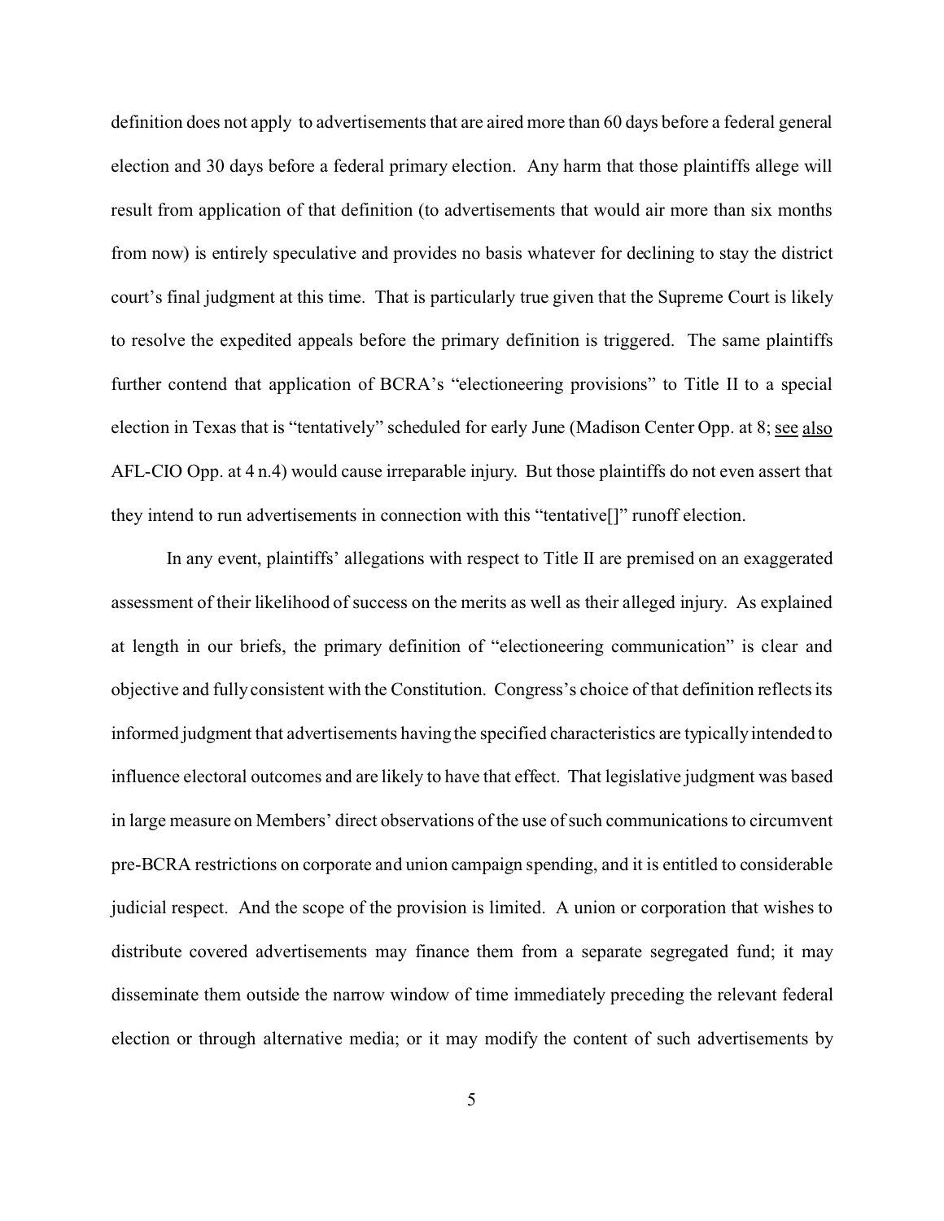definition does not apply to advertisements that are aired more than 60 days before a federal general election and 30 days before a federal primary election. Any harm that those plaintiffs allege will result from application of that definition (to advertisements that would air more than six months from now) is entirely speculative and provides no basis whatever for declining to stay the district court's final judgment at this time. That is particularly true given that the Supreme Court is likely to resolve the expedited appeals before the primary definition is triggered. The same plaintiffs further contend that application of BCRA's "electioneering provisions" to Title II to a special election in Texas that is "tentatively" scheduled for early June (Madison Center Opp. at 8; see also AFL-CIO Opp. at 4 n.4) would cause irreparable injury. But those plaintiffs do not even assert that they intend to run advertisements in connection with this "tentative[]" runoff election.

In any event, plaintiffs' allegations with respect to Title II are premised on an exaggerated assessment of their likelihood of success on the merits as well as their alleged injury. As explained at length in our briefs, the primary definition of "electioneering communication" is clear and objective and fully consistent with the Constitution. Congress's choice of that definition reflects its informed judgment that advertisements having the specified characteristics are typically intended to influence electoral outcomes and are likely to have that effect. That legislative judgment was based in large measure on Members' direct observations of the use of such communications to circumvent pre-BCRA restrictions on corporate and union campaign spending, and it is entitled to considerable judicial respect. And the scope of the provision is limited. A union or corporation that wishes to distribute covered advertisements may finance them from a separate segregated fund; it may disseminate them outside the narrow window of time immediately preceding the relevant federal election or through alternative media; or it may modify the content of such advertisements by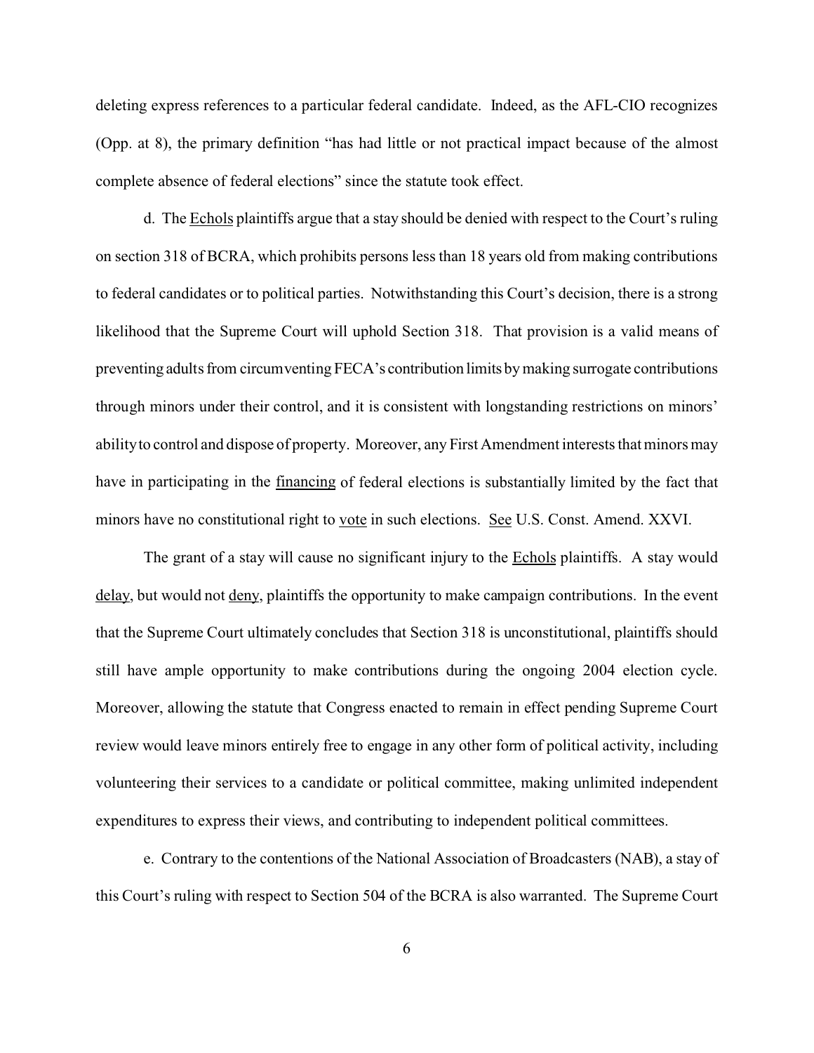deleting express references to a particular federal candidate. Indeed, as the AFL-CIO recognizes (Opp. at 8), the primary definition "has had little or not practical impact because of the almost complete absence of federal elections" since the statute took effect.

d. The Echols plaintiffs argue that a stay should be denied with respect to the Court's ruling on section 318 of BCRA, which prohibits persons less than 18 years old from making contributions to federal candidates or to political parties. Notwithstanding this Court's decision, there is a strong likelihood that the Supreme Court will uphold Section 318. That provision is a valid means of preventing adults from circumventing FECA's contribution limits by making surrogate contributions through minors under their control, and it is consistent with longstanding restrictions on minors' ability to control and dispose of property. Moreover, any First Amendment interests that minors may have in participating in the financing of federal elections is substantially limited by the fact that minors have no constitutional right to vote in such elections. See U.S. Const. Amend. XXVI.

The grant of a stay will cause no significant injury to the Echols plaintiffs. A stay would delay, but would not deny, plaintiffs the opportunity to make campaign contributions. In the event that the Supreme Court ultimately concludes that Section 318 is unconstitutional, plaintiffs should still have ample opportunity to make contributions during the ongoing 2004 election cycle. Moreover, allowing the statute that Congress enacted to remain in effect pending Supreme Court review would leave minors entirely free to engage in any other form of political activity, including volunteering their services to a candidate or political committee, making unlimited independent expenditures to express their views, and contributing to independent political committees.

e. Contrary to the contentions of the National Association of Broadcasters (NAB), a stay of this Court's ruling with respect to Section 504 of the BCRA is also warranted. The Supreme Court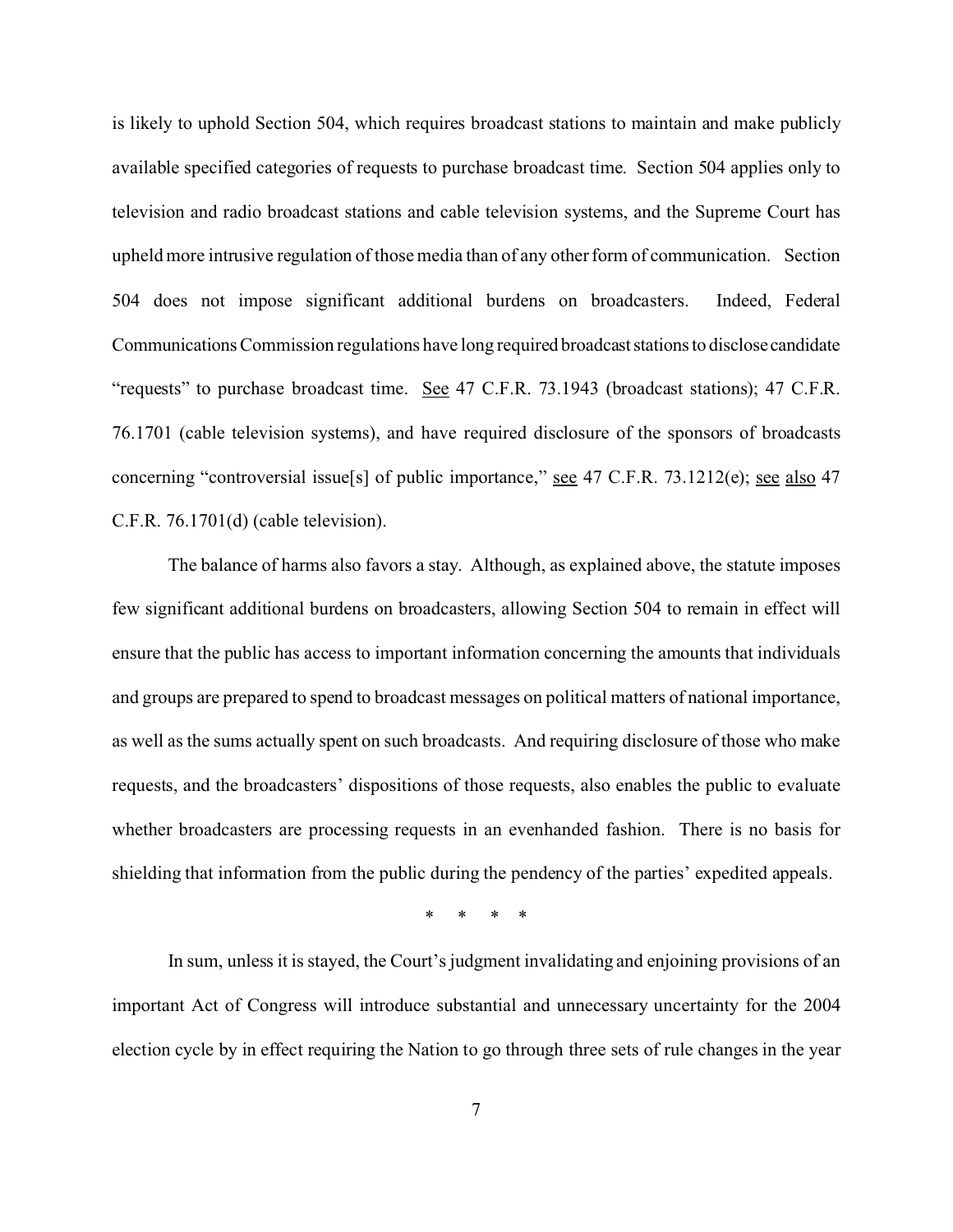is likely to uphold Section 504, which requires broadcast stations to maintain and make publicly available specified categories of requests to purchase broadcast time. Section 504 applies only to television and radio broadcast stations and cable television systems, and the Supreme Court has upheld more intrusive regulation of those media than of any other form of communication. Section 504 does not impose significant additional burdens on broadcasters. Indeed, Federal Communications Commission regulations have long required broadcast stations to disclose candidate "requests" to purchase broadcast time. See 47 C.F.R. 73.1943 (broadcast stations); 47 C.F.R. 76.1701 (cable television systems), and have required disclosure of the sponsors of broadcasts concerning "controversial issue[s] of public importance," see 47 C.F.R. 73.1212(e); see also 47 C.F.R. 76.1701(d) (cable television).

The balance of harms also favors a stay. Although, as explained above, the statute imposes few significant additional burdens on broadcasters, allowing Section 504 to remain in effect will ensure that the public has access to important information concerning the amounts that individuals and groups are prepared to spend to broadcast messages on political matters of national importance, as well as the sums actually spent on such broadcasts. And requiring disclosure of those who make requests, and the broadcasters' dispositions of those requests, also enables the public to evaluate whether broadcasters are processing requests in an evenhanded fashion. There is no basis for shielding that information from the public during the pendency of the parties' expedited appeals.

\* \* \* \*

In sum, unless it is stayed, the Court's judgment invalidating and enjoining provisions of an important Act of Congress will introduce substantial and unnecessary uncertainty for the 2004 election cycle by in effect requiring the Nation to go through three sets of rule changes in the year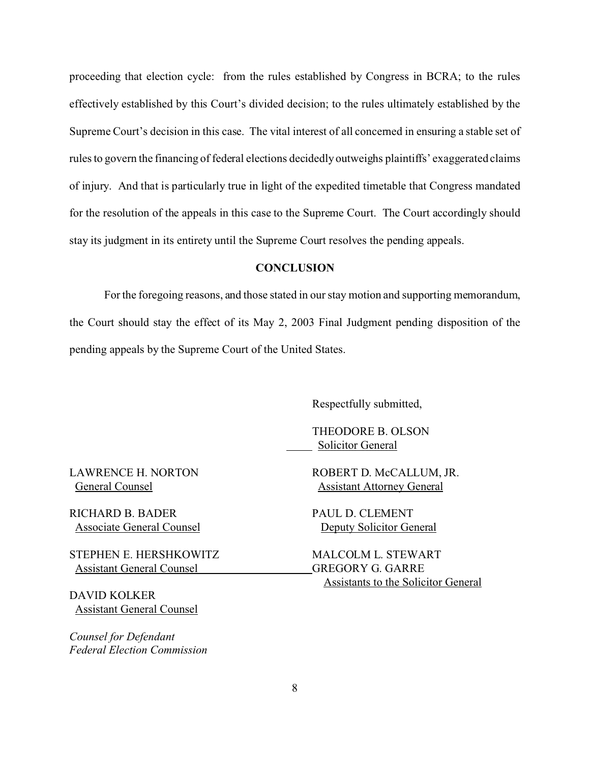proceeding that election cycle: from the rules established by Congress in BCRA; to the rules effectively established by this Court's divided decision; to the rules ultimately established by the Supreme Court's decision in this case. The vital interest of all concerned in ensuring a stable set of rules to govern the financing of federal elections decidedly outweighs plaintiffs' exaggerated claims of injury. And that is particularly true in light of the expedited timetable that Congress mandated for the resolution of the appeals in this case to the Supreme Court. The Court accordingly should stay its judgment in its entirety until the Supreme Court resolves the pending appeals.

## CONCLUSION

For the foregoing reasons, and those stated in our stay motion and supporting memorandum, the Court should stay the effect of its May 2, 2003 Final Judgment pending disposition of the pending appeals by the Supreme Court of the United States.

Respectfully submitted,

THEODORE B. OLSON
Solicitor General

ROBERT D. McCALLUM, JR.
Assistant Attorney General

PAUL D. CLEMENT
Deputy Solicitor General

MALCOLM L. STEWART
GREGORY G. GARRE
Assistants to the Solicitor General

LAWRENCE H. NORTON
General Counsel

RICHARD B. BADER
Associate General Counsel

STEPHEN E. HERSHKOWITZ
Assistant General Counsel

DAVID KOLKER
Assistant General Counsel

*Counsel for Defendant*
*Federal Election Commission*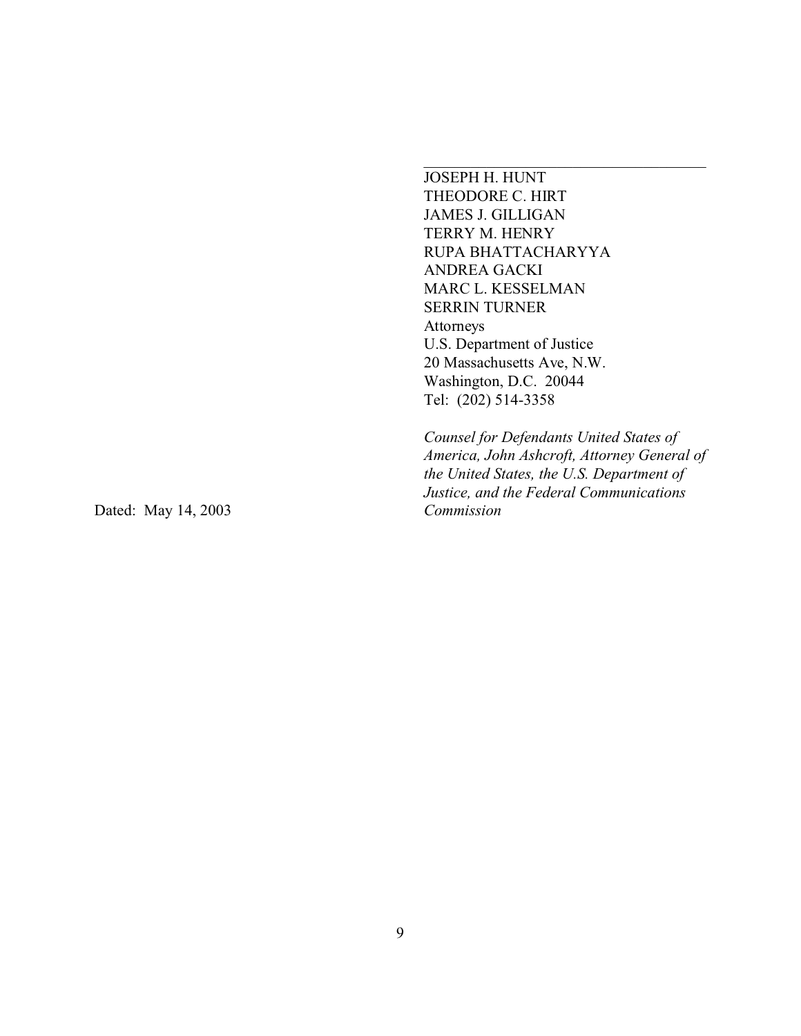\_\_\_\_\_\_\_\_\_\_\_\_\_\_\_\_\_\_\_\_\_\_\_\_\_\_\_\_\_\_\_\_\_\_\_\_

JOSEPH H. HUNT
THEODORE C. HIRT
JAMES J. GILLIGAN
TERRY M. HENRY
RUPA BHATTACHARYYA
ANDREA GACKI
MARC L. KESSELMAN
SERRIN TURNER
Attorneys
U.S. Department of Justice
20 Massachusetts Ave, N.W.
Washington, D.C. 20044
Tel: (202) 514-3358

*Counsel for Defendants United States of America, John Ashcroft, Attorney General of the United States, the U.S. Department of Justice, and the Federal Communications Commission*

Dated: May 14, 2003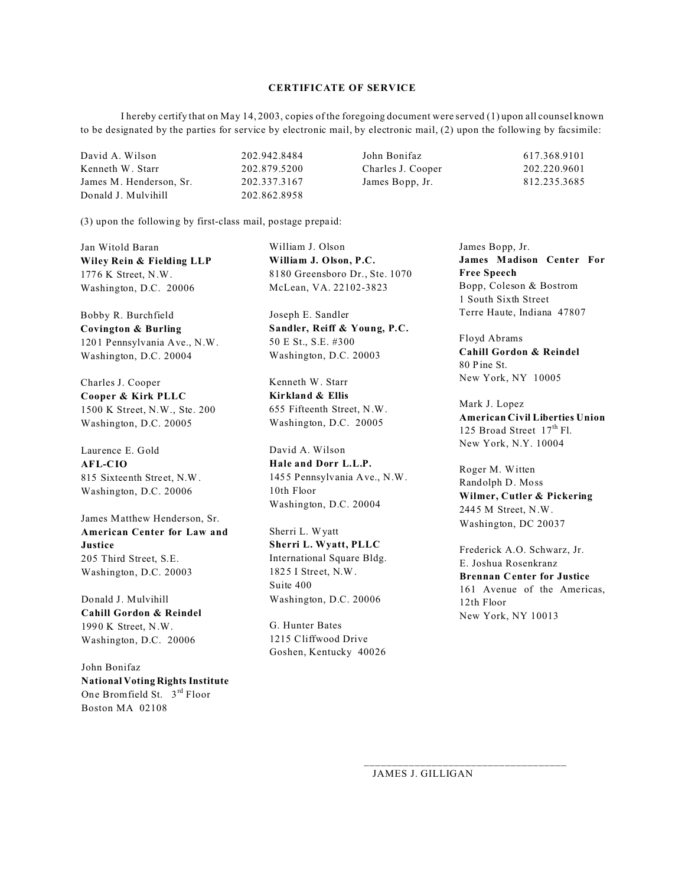**CERTIFICATE OF SERVICE**

I hereby certify that on May 14, 2003, copies of the foregoing document were served (1) upon all counsel known to be designated by the parties for service by electronic mail, by electronic mail, (2) upon the following by facsimile:

| | | | |
|---|---|---|---|
| David A. Wilson | 202.942.8484 | John Bonifaz | 617.368.9101 |
| Kenneth W. Starr | 202.879.5200 | Charles J. Cooper | 202.220.9601 |
| James M. Henderson, Sr. | 202.337.3167 | James Bopp, Jr. | 812.235.3685 |
| Donald J. Mulvihill | 202.862.8958 | | |

(3) upon the following by first-class mail, postage prepaid:

Jan Witold Baran
**Wiley Rein & Fielding LLP**
1776 K Street, N.W.
Washington, D.C. 20006

Bobby R. Burchfield
**Covington & Burling**
1201 Pennsylvania Ave., N.W.
Washington, D.C. 20004

Charles J. Cooper
**Cooper & Kirk PLLC**
1500 K Street, N.W., Ste. 200
Washington, D.C. 20005

Laurence E. Gold
**AFL-CIO**
815 Sixteenth Street, N.W.
Washington, D.C. 20006

James Matthew Henderson, Sr.
**American Center for Law and Justice**
205 Third Street, S.E.
Washington, D.C. 20003

Donald J. Mulvihill
**Cahill Gordon & Reindel**
1990 K Street, N.W.
Washington, D.C. 20006

John Bonifaz
**National Voting Rights Institute**
One Bromfield St. 3rd Floor
Boston MA 02108

William J. Olson
**William J. Olson, P.C.**
8180 Greensboro Dr., Ste. 1070
McLean, VA. 22102-3823

Joseph E. Sandler
**Sandler, Reiff & Young, P.C.**
50 E St., S.E. #300
Washington, D.C. 20003

Kenneth W. Starr
**Kirkland & Ellis**
655 Fifteenth Street, N.W.
Washington, D.C. 20005

David A. Wilson
**Hale and Dorr L.L.P.**
1455 Pennsylvania Ave., N.W.
10th Floor
Washington, D.C. 20004

Sherri L. Wyatt
**Sherri L. Wyatt, PLLC**
International Square Bldg.
1825 I Street, N.W.
Suite 400
Washington, D.C. 20006

G. Hunter Bates
1215 Cliffwood Drive
Goshen, Kentucky 40026

James Bopp, Jr.
**James Madison Center For Free Speech**
Bopp, Coleson & Bostrom
1 South Sixth Street
Terre Haute, Indiana 47807

Floyd Abrams
**Cahill Gordon & Reindel**
80 Pine St.
New York, NY 10005

Mark J. Lopez
**American Civil Liberties Union**
125 Broad Street 17th Fl.
New York, N.Y. 10004

Roger M. Witten
Randolph D. Moss
**Wilmer, Cutler & Pickering**
2445 M Street, N.W.
Washington, DC 20037

Frederick A.O. Schwarz, Jr.
E. Joshua Rosenkranz
**Brennan Center for Justice**
161 Avenue of the Americas, 12th Floor
New York, NY 10013

\_\_\_\_\_\_\_\_\_\_\_\_\_\_\_\_\_\_\_\_\_\_\_\_\_\_\_\_\_\_\_\_\_\_\_\_
JAMES J. GILLIGAN